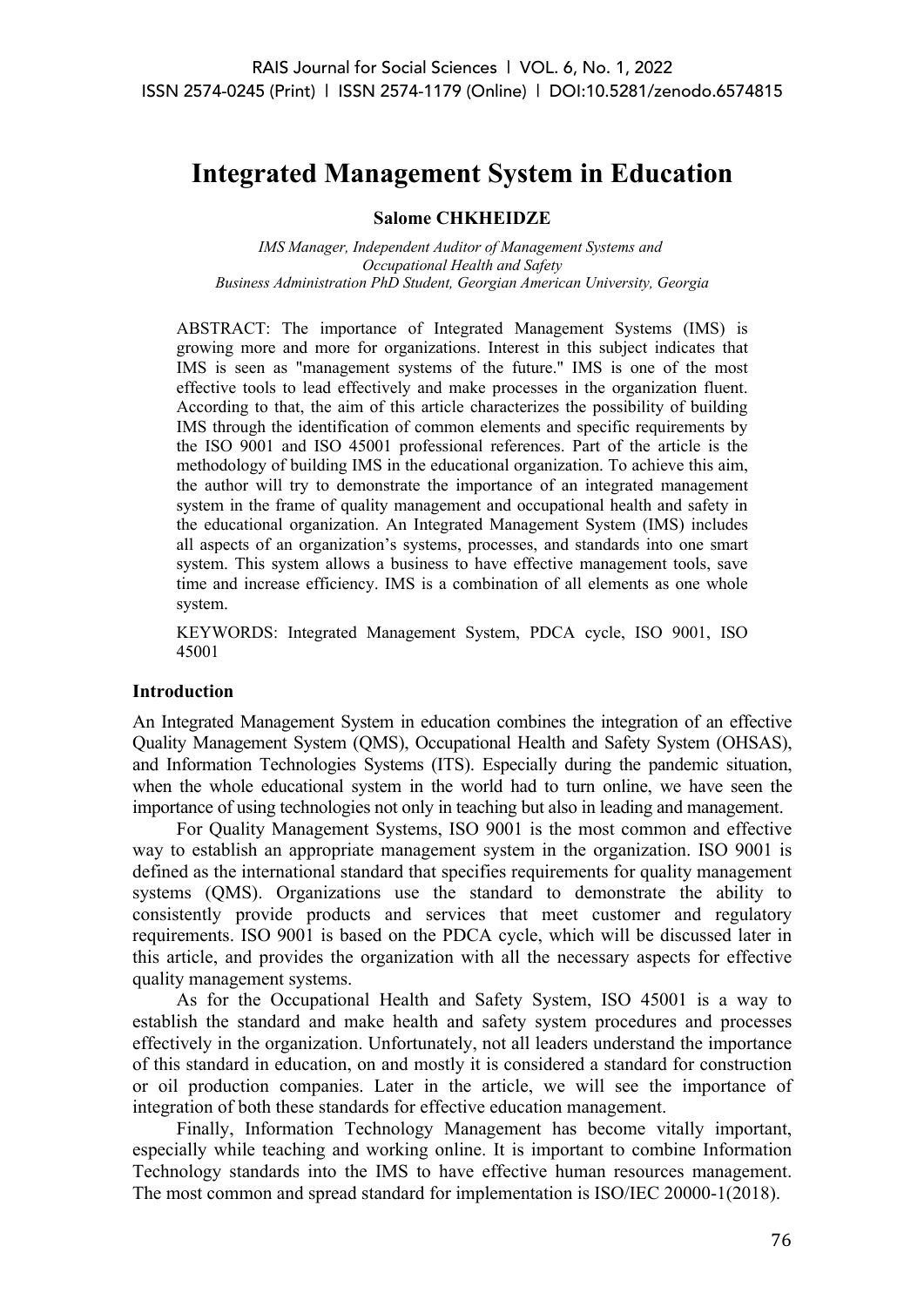# Integrated Management System in Education

**Salome CHKHEIDZE**

*IMS Manager, Independent Auditor of Management Systems and Occupational Health and Safety*
*Business Administration PhD Student, Georgian American University, Georgia*

ABSTRACT: The importance of Integrated Management Systems (IMS) is growing more and more for organizations. Interest in this subject indicates that IMS is seen as "management systems of the future." IMS is one of the most effective tools to lead effectively and make processes in the organization fluent. According to that, the aim of this article characterizes the possibility of building IMS through the identification of common elements and specific requirements by the ISO 9001 and ISO 45001 professional references. Part of the article is the methodology of building IMS in the educational organization. To achieve this aim, the author will try to demonstrate the importance of an integrated management system in the frame of quality management and occupational health and safety in the educational organization. An Integrated Management System (IMS) includes all aspects of an organization's systems, processes, and standards into one smart system. This system allows a business to have effective management tools, save time and increase efficiency. IMS is a combination of all elements as one whole system.

KEYWORDS: Integrated Management System, PDCA cycle, ISO 9001, ISO 45001

## Introduction

An Integrated Management System in education combines the integration of an effective Quality Management System (QMS), Occupational Health and Safety System (OHSAS), and Information Technologies Systems (ITS). Especially during the pandemic situation, when the whole educational system in the world had to turn online, we have seen the importance of using technologies not only in teaching but also in leading and management.

For Quality Management Systems, ISO 9001 is the most common and effective way to establish an appropriate management system in the organization. ISO 9001 is defined as the international standard that specifies requirements for quality management systems (QMS). Organizations use the standard to demonstrate the ability to consistently provide products and services that meet customer and regulatory requirements. ISO 9001 is based on the PDCA cycle, which will be discussed later in this article, and provides the organization with all the necessary aspects for effective quality management systems.

As for the Occupational Health and Safety System, ISO 45001 is a way to establish the standard and make health and safety system procedures and processes effectively in the organization. Unfortunately, not all leaders understand the importance of this standard in education, on and mostly it is considered a standard for construction or oil production companies. Later in the article, we will see the importance of integration of both these standards for effective education management.

Finally, Information Technology Management has become vitally important, especially while teaching and working online. It is important to combine Information Technology standards into the IMS to have effective human resources management. The most common and spread standard for implementation is ISO/IEC 20000-1(2018).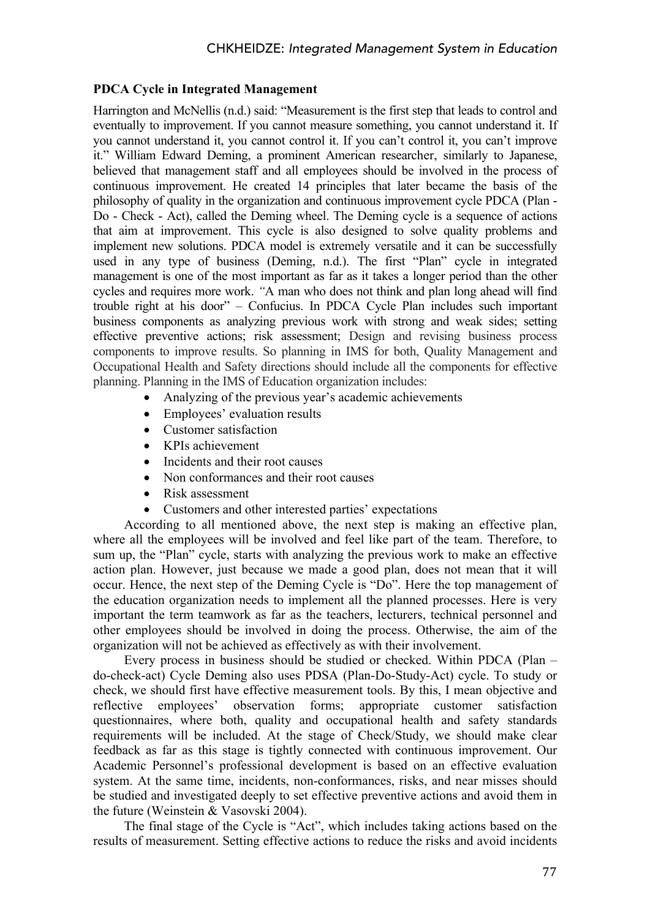**PDCA Cycle in Integrated Management**

Harrington and McNellis (n.d.) said: "Measurement is the first step that leads to control and eventually to improvement. If you cannot measure something, you cannot understand it. If you cannot understand it, you cannot control it. If you can't control it, you can't improve it." William Edward Deming, a prominent American researcher, similarly to Japanese, believed that management staff and all employees should be involved in the process of continuous improvement. He created 14 principles that later became the basis of the philosophy of quality in the organization and continuous improvement cycle PDCA (Plan - Do - Check - Act), called the Deming wheel. The Deming cycle is a sequence of actions that aim at improvement. This cycle is also designed to solve quality problems and implement new solutions. PDCA model is extremely versatile and it can be successfully used in any type of business (Deming, n.d.). The first "Plan" cycle in integrated management is one of the most important as far as it takes a longer period than the other cycles and requires more work. *"*A man who does not think and plan long ahead will find trouble right at his door" – Confucius. In PDCA Cycle Plan includes such important business components as analyzing previous work with strong and weak sides; setting effective preventive actions; risk assessment; Design and revising business process components to improve results. So planning in IMS for both, Quality Management and Occupational Health and Safety directions should include all the components for effective planning. Planning in the IMS of Education organization includes:

- Analyzing of the previous year's academic achievements
- Employees' evaluation results
- Customer satisfaction
- KPIs achievement
- Incidents and their root causes
- Non conformances and their root causes
- Risk assessment
- Customers and other interested parties' expectations

According to all mentioned above, the next step is making an effective plan, where all the employees will be involved and feel like part of the team. Therefore, to sum up, the "Plan" cycle, starts with analyzing the previous work to make an effective action plan. However, just because we made a good plan, does not mean that it will occur. Hence, the next step of the Deming Cycle is "Do". Here the top management of the education organization needs to implement all the planned processes. Here is very important the term teamwork as far as the teachers, lecturers, technical personnel and other employees should be involved in doing the process. Otherwise, the aim of the organization will not be achieved as effectively as with their involvement.

Every process in business should be studied or checked. Within PDCA (Plan – do-check-act) Cycle Deming also uses PDSA (Plan-Do-Study-Act) cycle. To study or check, we should first have effective measurement tools. By this, I mean objective and reflective employees' observation forms; appropriate customer satisfaction questionnaires, where both, quality and occupational health and safety standards requirements will be included. At the stage of Check/Study, we should make clear feedback as far as this stage is tightly connected with continuous improvement. Our Academic Personnel's professional development is based on an effective evaluation system. At the same time, incidents, non-conformances, risks, and near misses should be studied and investigated deeply to set effective preventive actions and avoid them in the future (Weinstein & Vasovski 2004).

The final stage of the Cycle is "Act", which includes taking actions based on the results of measurement. Setting effective actions to reduce the risks and avoid incidents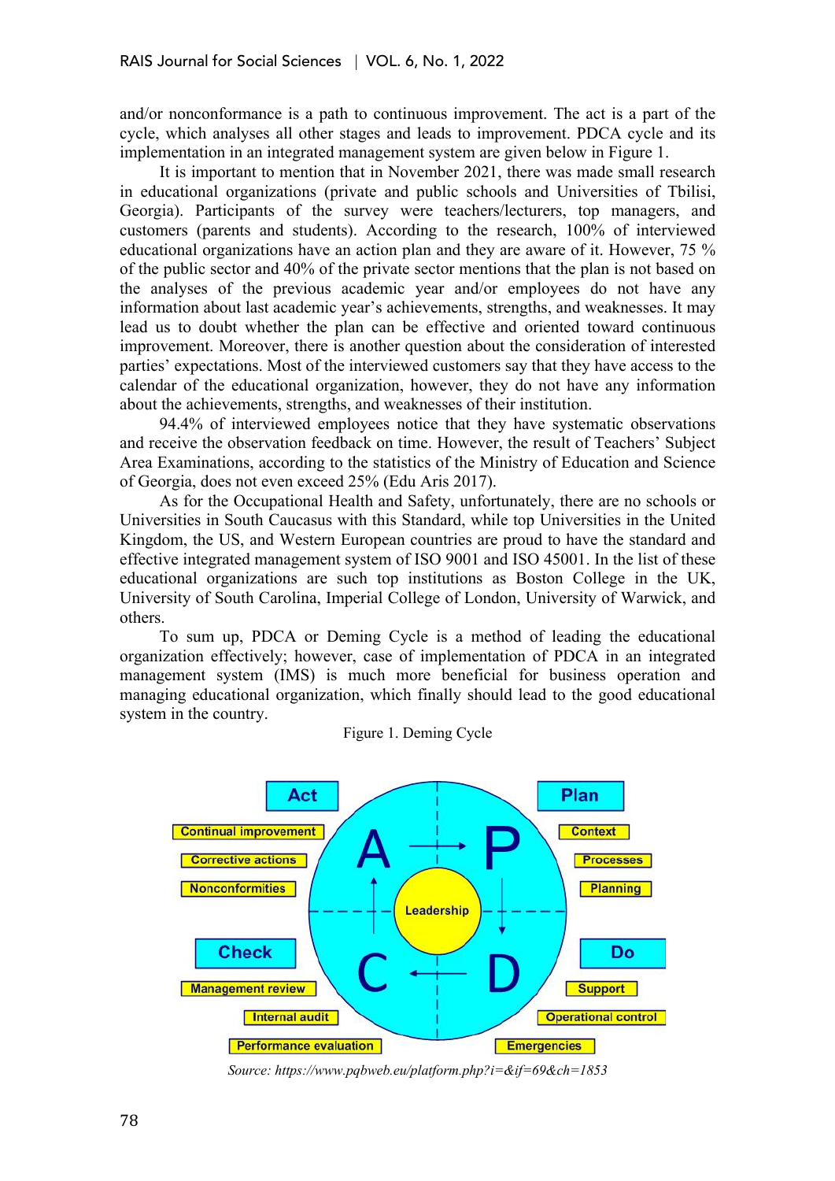and/or nonconformance is a path to continuous improvement. The act is a part of the cycle, which analyses all other stages and leads to improvement. PDCA cycle and its implementation in an integrated management system are given below in Figure 1.

It is important to mention that in November 2021, there was made small research in educational organizations (private and public schools and Universities of Tbilisi, Georgia). Participants of the survey were teachers/lecturers, top managers, and customers (parents and students). According to the research, 100% of interviewed educational organizations have an action plan and they are aware of it. However, 75 % of the public sector and 40% of the private sector mentions that the plan is not based on the analyses of the previous academic year and/or employees do not have any information about last academic year's achievements, strengths, and weaknesses. It may lead us to doubt whether the plan can be effective and oriented toward continuous improvement. Moreover, there is another question about the consideration of interested parties' expectations. Most of the interviewed customers say that they have access to the calendar of the educational organization, however, they do not have any information about the achievements, strengths, and weaknesses of their institution.

94.4% of interviewed employees notice that they have systematic observations and receive the observation feedback on time. However, the result of Teachers' Subject Area Examinations, according to the statistics of the Ministry of Education and Science of Georgia, does not even exceed 25% (Edu Aris 2017).

As for the Occupational Health and Safety, unfortunately, there are no schools or Universities in South Caucasus with this Standard, while top Universities in the United Kingdom, the US, and Western European countries are proud to have the standard and effective integrated management system of ISO 9001 and ISO 45001. In the list of these educational organizations are such top institutions as Boston College in the UK, University of South Carolina, Imperial College of London, University of Warwick, and others.

To sum up, PDCA or Deming Cycle is a method of leading the educational organization effectively; however, case of implementation of PDCA in an integrated management system (IMS) is much more beneficial for business operation and managing educational organization, which finally should lead to the good educational system in the country.

Figure 1. Deming Cycle

Act
- Continual improvement
- Corrective actions
- Nonconformities

Plan
- Context
- Processes
- Planning

Check
- Management review
- Internal audit
- Performance evaluation

Do
- Support
- Operational control
- Emergencies

Leadership

*Source: https://www.pqbweb.eu/platform.php?i=&if=69&ch=1853*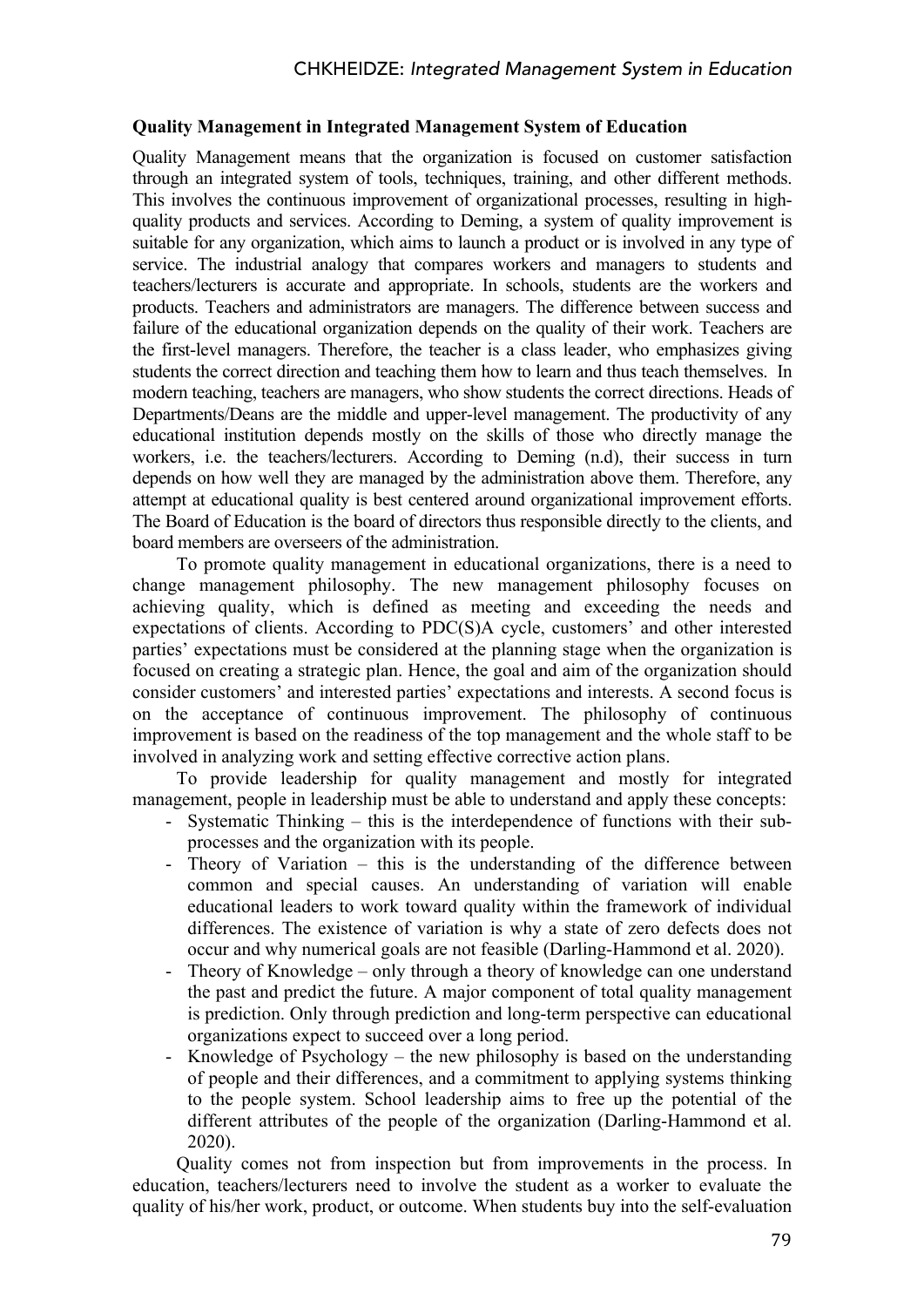**Quality Management in Integrated Management System of Education**

Quality Management means that the organization is focused on customer satisfaction through an integrated system of tools, techniques, training, and other different methods. This involves the continuous improvement of organizational processes, resulting in high-quality products and services. According to Deming, a system of quality improvement is suitable for any organization, which aims to launch a product or is involved in any type of service. The industrial analogy that compares workers and managers to students and teachers/lecturers is accurate and appropriate. In schools, students are the workers and products. Teachers and administrators are managers. The difference between success and failure of the educational organization depends on the quality of their work. Teachers are the first-level managers. Therefore, the teacher is a class leader, who emphasizes giving students the correct direction and teaching them how to learn and thus teach themselves. In modern teaching, teachers are managers, who show students the correct directions. Heads of Departments/Deans are the middle and upper-level management. The productivity of any educational institution depends mostly on the skills of those who directly manage the workers, i.e. the teachers/lecturers. According to Deming (n.d), their success in turn depends on how well they are managed by the administration above them. Therefore, any attempt at educational quality is best centered around organizational improvement efforts. The Board of Education is the board of directors thus responsible directly to the clients, and board members are overseers of the administration.

To promote quality management in educational organizations, there is a need to change management philosophy. The new management philosophy focuses on achieving quality, which is defined as meeting and exceeding the needs and expectations of clients. According to PDC(S)A cycle, customers' and other interested parties' expectations must be considered at the planning stage when the organization is focused on creating a strategic plan. Hence, the goal and aim of the organization should consider customers' and interested parties' expectations and interests. A second focus is on the acceptance of continuous improvement. The philosophy of continuous improvement is based on the readiness of the top management and the whole staff to be involved in analyzing work and setting effective corrective action plans.

To provide leadership for quality management and mostly for integrated management, people in leadership must be able to understand and apply these concepts:

- Systematic Thinking – this is the interdependence of functions with their sub-processes and the organization with its people.
- Theory of Variation – this is the understanding of the difference between common and special causes. An understanding of variation will enable educational leaders to work toward quality within the framework of individual differences. The existence of variation is why a state of zero defects does not occur and why numerical goals are not feasible (Darling-Hammond et al. 2020).
- Theory of Knowledge – only through a theory of knowledge can one understand the past and predict the future. A major component of total quality management is prediction. Only through prediction and long-term perspective can educational organizations expect to succeed over a long period.
- Knowledge of Psychology – the new philosophy is based on the understanding of people and their differences, and a commitment to applying systems thinking to the people system. School leadership aims to free up the potential of the different attributes of the people of the organization (Darling-Hammond et al. 2020).

Quality comes not from inspection but from improvements in the process. In education, teachers/lecturers need to involve the student as a worker to evaluate the quality of his/her work, product, or outcome. When students buy into the self-evaluation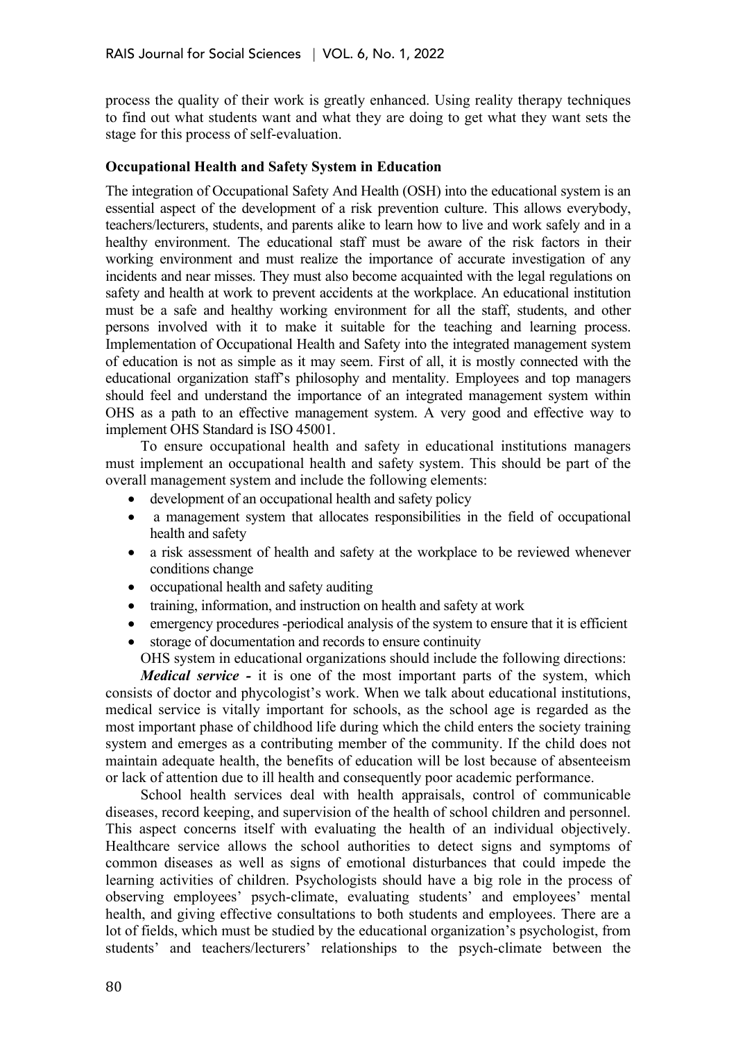process the quality of their work is greatly enhanced. Using reality therapy techniques to find out what students want and what they are doing to get what they want sets the stage for this process of self-evaluation.

**Occupational Health and Safety System in Education**

The integration of Occupational Safety And Health (OSH) into the educational system is an essential aspect of the development of a risk prevention culture. This allows everybody, teachers/lecturers, students, and parents alike to learn how to live and work safely and in a healthy environment. The educational staff must be aware of the risk factors in their working environment and must realize the importance of accurate investigation of any incidents and near misses. They must also become acquainted with the legal regulations on safety and health at work to prevent accidents at the workplace. An educational institution must be a safe and healthy working environment for all the staff, students, and other persons involved with it to make it suitable for the teaching and learning process. Implementation of Occupational Health and Safety into the integrated management system of education is not as simple as it may seem. First of all, it is mostly connected with the educational organization staff's philosophy and mentality. Employees and top managers should feel and understand the importance of an integrated management system within OHS as a path to an effective management system. A very good and effective way to implement OHS Standard is ISO 45001.

To ensure occupational health and safety in educational institutions managers must implement an occupational health and safety system. This should be part of the overall management system and include the following elements:

- development of an occupational health and safety policy
- a management system that allocates responsibilities in the field of occupational health and safety
- a risk assessment of health and safety at the workplace to be reviewed whenever conditions change
- occupational health and safety auditing
- training, information, and instruction on health and safety at work
- emergency procedures -periodical analysis of the system to ensure that it is efficient
- storage of documentation and records to ensure continuity

OHS system in educational organizations should include the following directions:

***Medical service -*** it is one of the most important parts of the system, which consists of doctor and phycologist's work. When we talk about educational institutions, medical service is vitally important for schools, as the school age is regarded as the most important phase of childhood life during which the child enters the society training system and emerges as a contributing member of the community. If the child does not maintain adequate health, the benefits of education will be lost because of absenteeism or lack of attention due to ill health and consequently poor academic performance.

School health services deal with health appraisals, control of communicable diseases, record keeping, and supervision of the health of school children and personnel. This aspect concerns itself with evaluating the health of an individual objectively. Healthcare service allows the school authorities to detect signs and symptoms of common diseases as well as signs of emotional disturbances that could impede the learning activities of children. Psychologists should have a big role in the process of observing employees' psych-climate, evaluating students' and employees' mental health, and giving effective consultations to both students and employees. There are a lot of fields, which must be studied by the educational organization's psychologist, from students' and teachers/lecturers' relationships to the psych-climate between the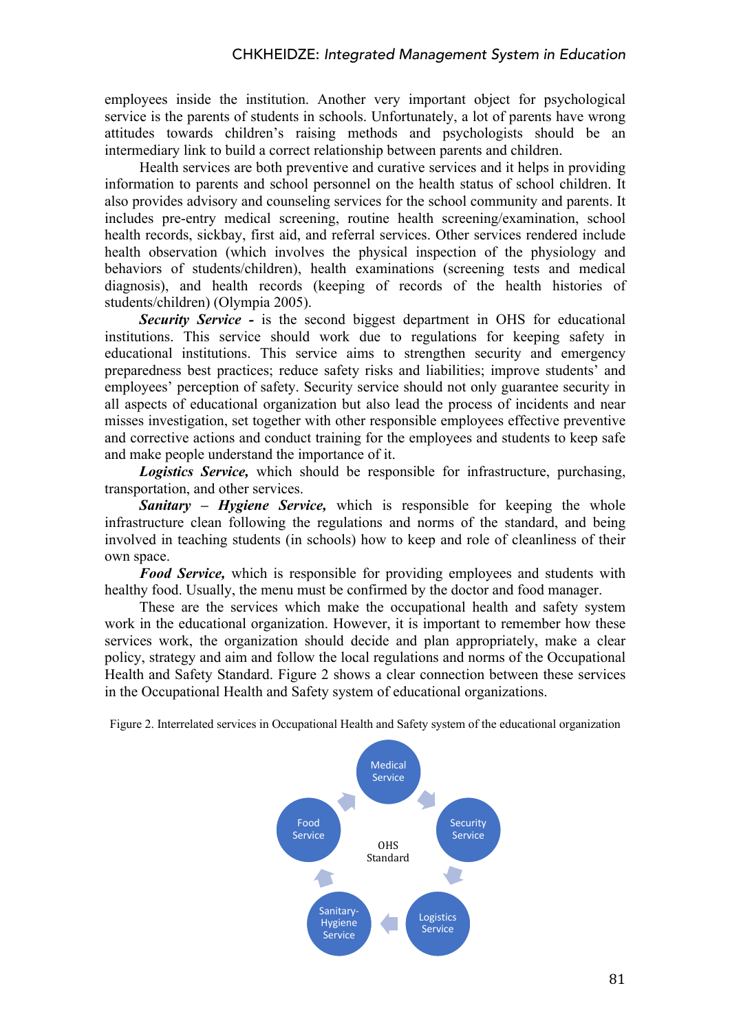employees inside the institution. Another very important object for psychological service is the parents of students in schools. Unfortunately, a lot of parents have wrong attitudes towards children's raising methods and psychologists should be an intermediary link to build a correct relationship between parents and children.

Health services are both preventive and curative services and it helps in providing information to parents and school personnel on the health status of school children. It also provides advisory and counseling services for the school community and parents. It includes pre-entry medical screening, routine health screening/examination, school health records, sickbay, first aid, and referral services. Other services rendered include health observation (which involves the physical inspection of the physiology and behaviors of students/children), health examinations (screening tests and medical diagnosis), and health records (keeping of records of the health histories of students/children) (Olympia 2005).

***Security Service -*** is the second biggest department in OHS for educational institutions. This service should work due to regulations for keeping safety in educational institutions. This service aims to strengthen security and emergency preparedness best practices; reduce safety risks and liabilities; improve students' and employees' perception of safety. Security service should not only guarantee security in all aspects of educational organization but also lead the process of incidents and near misses investigation, set together with other responsible employees effective preventive and corrective actions and conduct training for the employees and students to keep safe and make people understand the importance of it.

***Logistics Service,*** which should be responsible for infrastructure, purchasing, transportation, and other services.

***Sanitary – Hygiene Service,*** which is responsible for keeping the whole infrastructure clean following the regulations and norms of the standard, and being involved in teaching students (in schools) how to keep and role of cleanliness of their own space.

***Food Service,*** which is responsible for providing employees and students with healthy food. Usually, the menu must be confirmed by the doctor and food manager.

These are the services which make the occupational health and safety system work in the educational organization. However, it is important to remember how these services work, the organization should decide and plan appropriately, make a clear policy, strategy and aim and follow the local regulations and norms of the Occupational Health and Safety Standard. Figure 2 shows a clear connection between these services in the Occupational Health and Safety system of educational organizations.

Figure 2. Interrelated services in Occupational Health and Safety system of the educational organization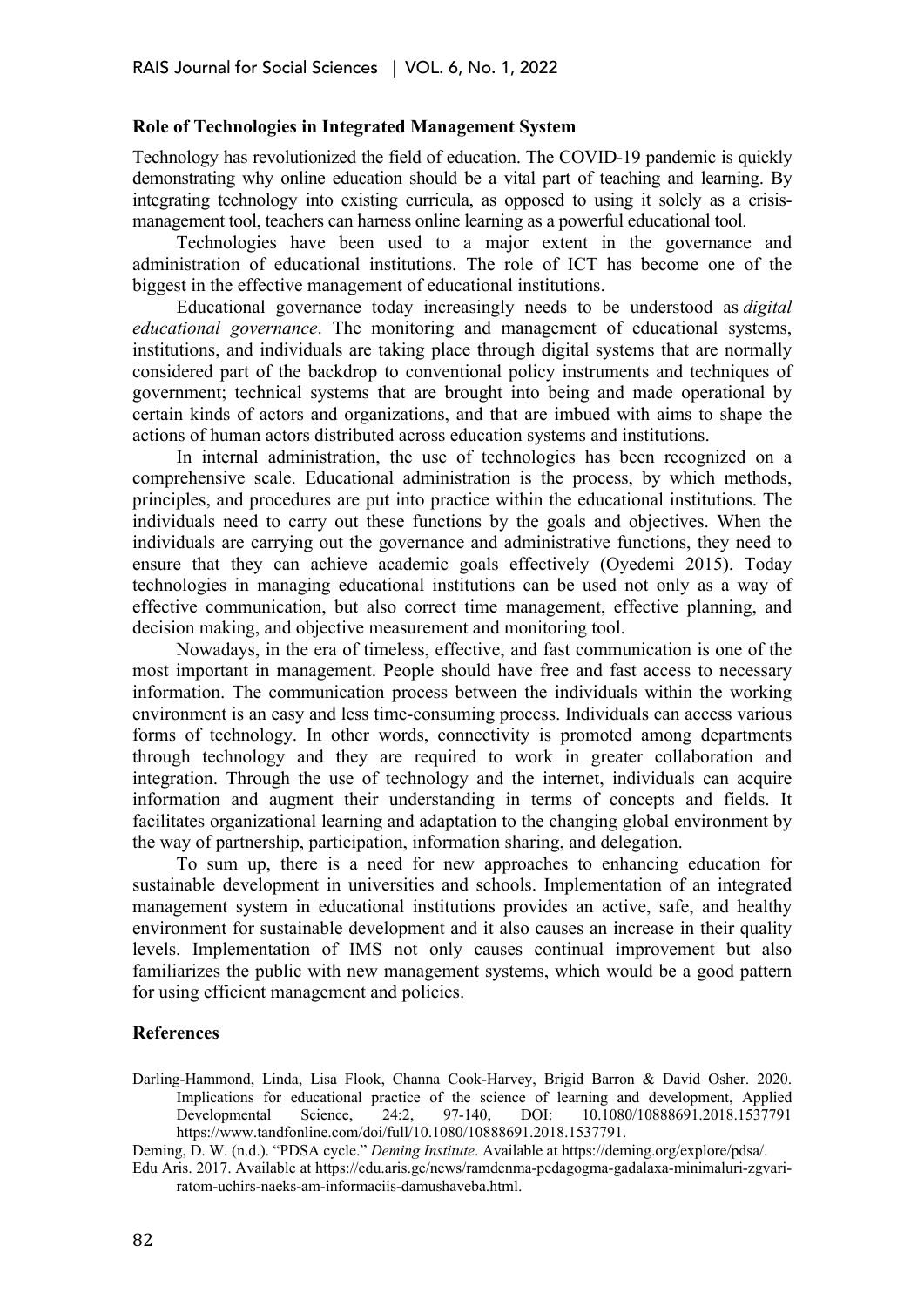**Role of Technologies in Integrated Management System**

Technology has revolutionized the field of education. The COVID-19 pandemic is quickly demonstrating why online education should be a vital part of teaching and learning. By integrating technology into existing curricula, as opposed to using it solely as a crisis-management tool, teachers can harness online learning as a powerful educational tool.

Technologies have been used to a major extent in the governance and administration of educational institutions. The role of ICT has become one of the biggest in the effective management of educational institutions.

Educational governance today increasingly needs to be understood as *digital educational governance*. The monitoring and management of educational systems, institutions, and individuals are taking place through digital systems that are normally considered part of the backdrop to conventional policy instruments and techniques of government; technical systems that are brought into being and made operational by certain kinds of actors and organizations, and that are imbued with aims to shape the actions of human actors distributed across education systems and institutions.

In internal administration, the use of technologies has been recognized on a comprehensive scale. Educational administration is the process, by which methods, principles, and procedures are put into practice within the educational institutions. The individuals need to carry out these functions by the goals and objectives. When the individuals are carrying out the governance and administrative functions, they need to ensure that they can achieve academic goals effectively (Oyedemi 2015). Today technologies in managing educational institutions can be used not only as a way of effective communication, but also correct time management, effective planning, and decision making, and objective measurement and monitoring tool.

Nowadays, in the era of timeless, effective, and fast communication is one of the most important in management. People should have free and fast access to necessary information. The communication process between the individuals within the working environment is an easy and less time-consuming process. Individuals can access various forms of technology. In other words, connectivity is promoted among departments through technology and they are required to work in greater collaboration and integration. Through the use of technology and the internet, individuals can acquire information and augment their understanding in terms of concepts and fields. It facilitates organizational learning and adaptation to the changing global environment by the way of partnership, participation, information sharing, and delegation.

To sum up, there is a need for new approaches to enhancing education for sustainable development in universities and schools. Implementation of an integrated management system in educational institutions provides an active, safe, and healthy environment for sustainable development and it also causes an increase in their quality levels. Implementation of IMS not only causes continual improvement but also familiarizes the public with new management systems, which would be a good pattern for using efficient management and policies.

**References**

Darling-Hammond, Linda, Lisa Flook, Channa Cook-Harvey, Brigid Barron & David Osher. 2020. Implications for educational practice of the science of learning and development, Applied Developmental Science, 24:2, 97-140, DOI: 10.1080/10888691.2018.1537791 https://www.tandfonline.com/doi/full/10.1080/10888691.2018.1537791.

Deming, D. W. (n.d.). "PDSA cycle." *Deming Institute*. Available at https://deming.org/explore/pdsa/.

Edu Aris. 2017. Available at https://edu.aris.ge/news/ramdenma-pedagogma-gadalaxa-minimaluri-zgvari-ratom-uchirs-naeks-am-informaciis-damushaveba.html.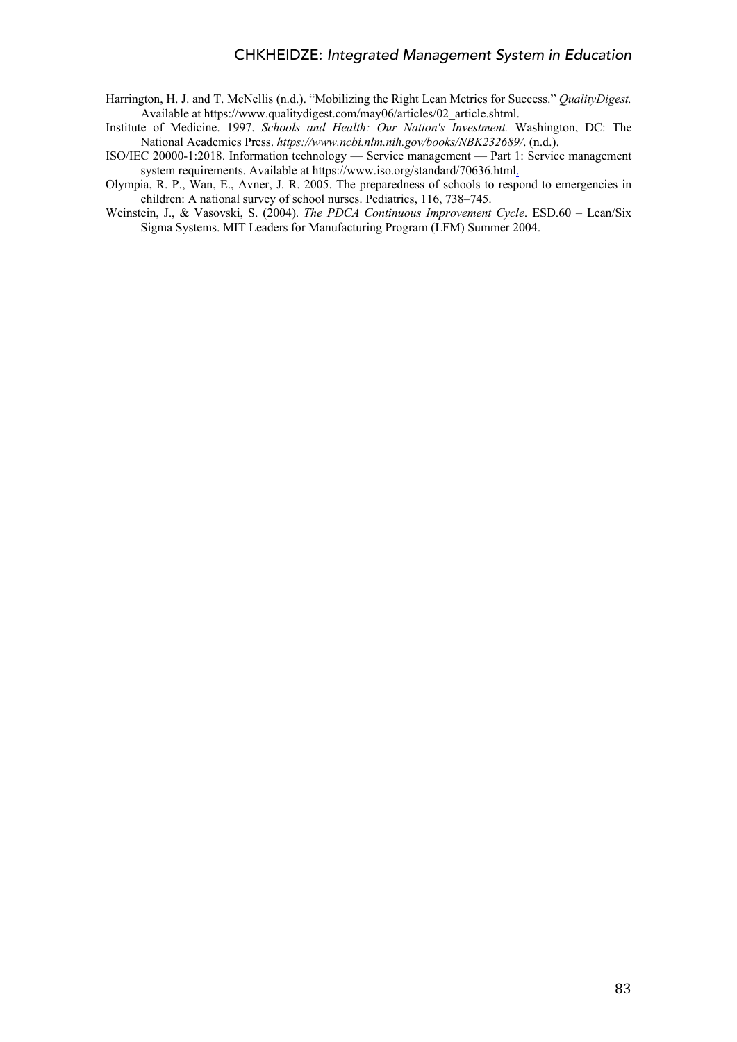Harrington, H. J. and T. McNellis (n.d.). "Mobilizing the Right Lean Metrics for Success." *QualityDigest.* Available at https://www.qualitydigest.com/may06/articles/02_article.shtml.

Institute of Medicine. 1997. *Schools and Health: Our Nation's Investment.* Washington, DC: The National Academies Press. *https://www.ncbi.nlm.nih.gov/books/NBK232689/*. (n.d.).

ISO/IEC 20000-1:2018. Information technology — Service management — Part 1: Service management system requirements. Available at https://www.iso.org/standard/70636.html.

Olympia, R. P., Wan, E., Avner, J. R. 2005. The preparedness of schools to respond to emergencies in children: A national survey of school nurses. Pediatrics, 116, 738–745.

Weinstein, J., & Vasovski, S. (2004). *The PDCA Continuous Improvement Cycle*. ESD.60 – Lean/Six Sigma Systems. MIT Leaders for Manufacturing Program (LFM) Summer 2004.